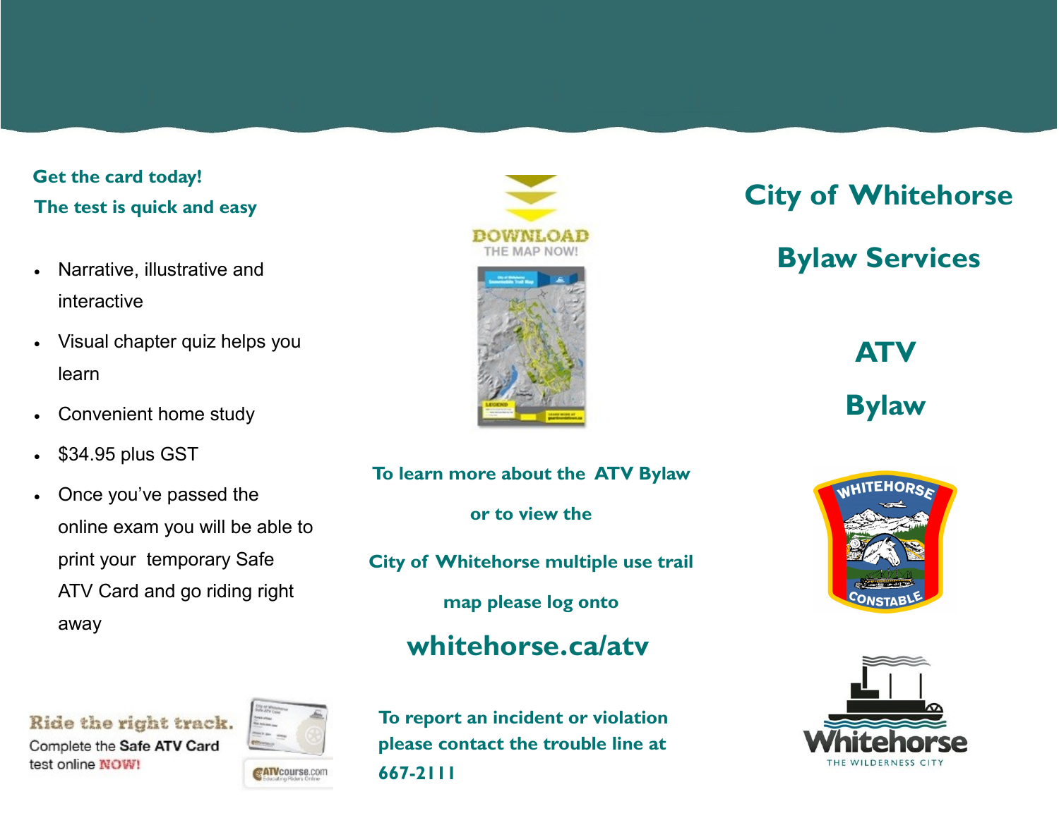**Get the card today!**

**The test is quick and easy**

- Narrative, illustrative and interactive
- Visual chapter quiz helps you learn
- Convenient home study
- $34.95 plus GST
- Once you've passed the online exam you will be able to print your temporary Safe ATV Card and go riding right away

Ride the right track.

Complete the **Safe ATV Card** test online **NOW!**

ATVcourse.com

DOWNLOAD THE MAP NOW!

**To learn more about the ATV Bylaw or to view the City of Whitehorse multiple use trail map please log onto**

## whitehorse.ca/atv

**To report an incident or violation please contact the trouble line at 667-2111**

# City of Whitehorse

# Bylaw Services

# ATV

# Bylaw

WHITEHORSE CONSTABLE

Whitehorse

THE WILDERNESS CITY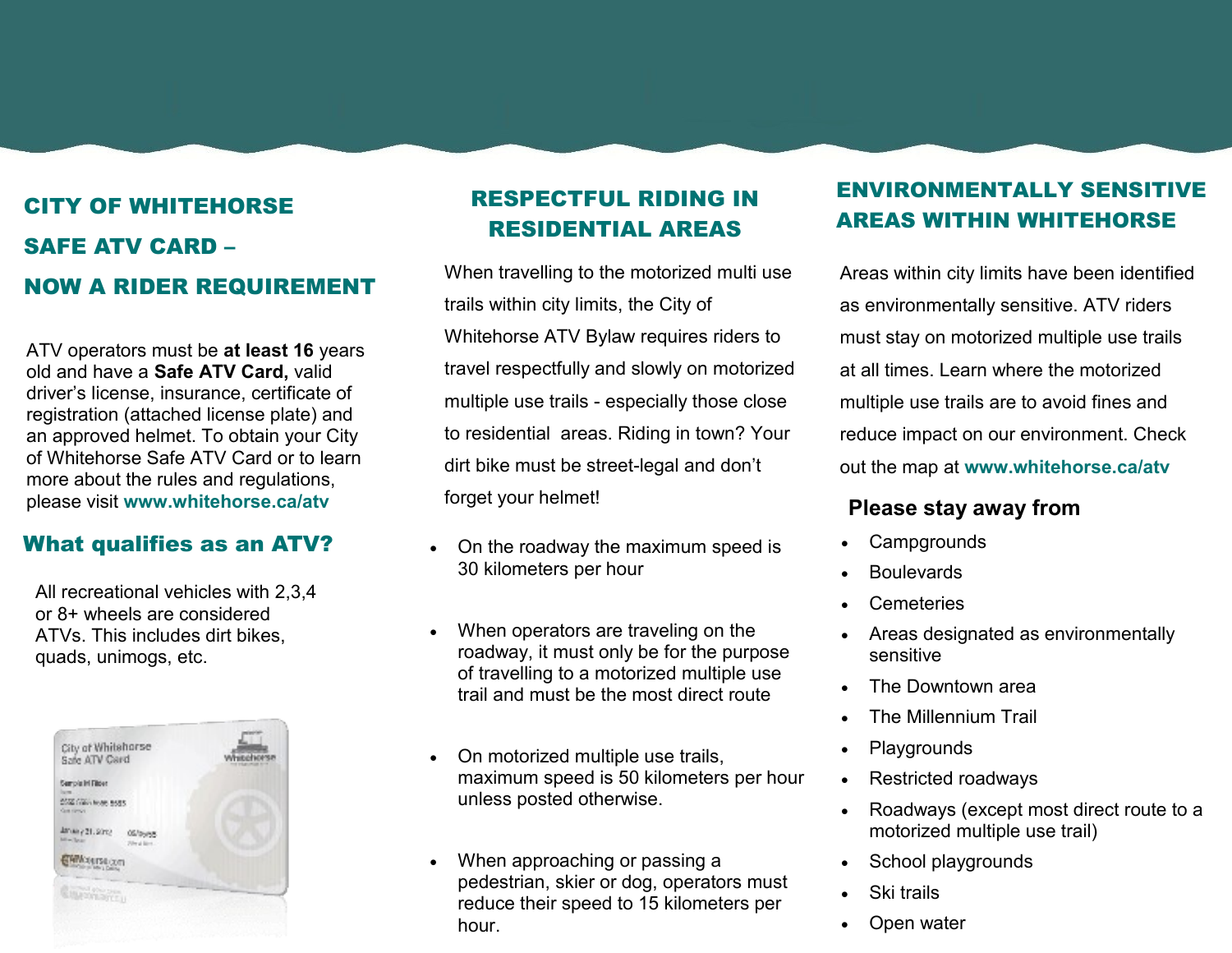## CITY OF WHITEHORSE SAFE ATV CARD – NOW A RIDER REQUIREMENT

ATV operators must be **at least 16** years old and have a **Safe ATV Card,** valid driver's license, insurance, certificate of registration (attached license plate) and an approved helmet. To obtain your City of Whitehorse Safe ATV Card or to learn more about the rules and regulations, please visit **www.whitehorse.ca/atv**

### What qualifies as an ATV?

All recreational vehicles with 2,3,4 or 8+ wheels are considered ATVs. This includes dirt bikes, quads, unimogs, etc.

## RESPECTFUL RIDING IN RESIDENTIAL AREAS

When travelling to the motorized multi use trails within city limits, the City of Whitehorse ATV Bylaw requires riders to travel respectfully and slowly on motorized multiple use trails - especially those close to residential areas. Riding in town? Your dirt bike must be street-legal and don't forget your helmet!

- On the roadway the maximum speed is 30 kilometers per hour
- When operators are traveling on the roadway, it must only be for the purpose of travelling to a motorized multiple use trail and must be the most direct route
- On motorized multiple use trails, maximum speed is 50 kilometers per hour unless posted otherwise.
- When approaching or passing a pedestrian, skier or dog, operators must reduce their speed to 15 kilometers per hour.

## ENVIRONMENTALLY SENSITIVE AREAS WITHIN WHITEHORSE

Areas within city limits have been identified as environmentally sensitive. ATV riders must stay on motorized multiple use trails at all times. Learn where the motorized multiple use trails are to avoid fines and reduce impact on our environment. Check out the map at **www.whitehorse.ca/atv**

### Please stay away from

- Campgrounds
- Boulevards
- Cemeteries
- Areas designated as environmentally sensitive
- The Downtown area
- The Millennium Trail
- Playgrounds
- Restricted roadways
- Roadways (except most direct route to a motorized multiple use trail)
- School playgrounds
- Ski trails
- Open water